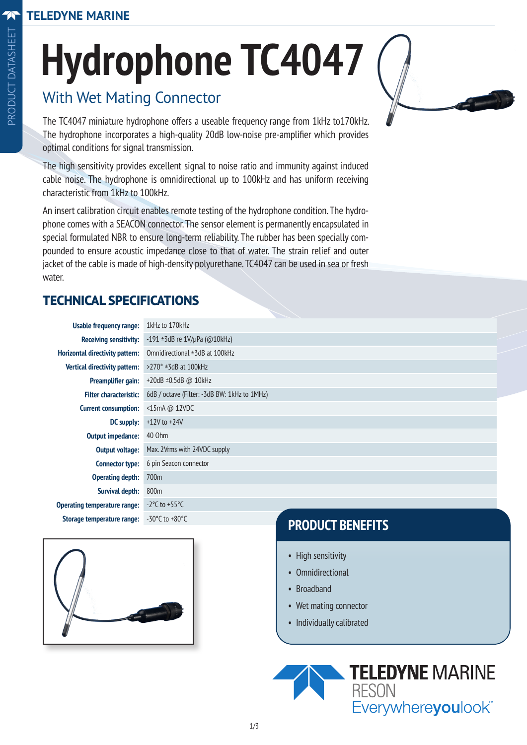# Hydrophone TC4047

## With Wet Mating Connector

The TC4047 miniature hydrophone offers a useable frequency range from 1kHz to170kHz. The hydrophone incorporates a high-quality 20dB low-noise pre-amplifier which provides optimal conditions for signal transmission.

The high sensitivity provides excellent signal to noise ratio and immunity against induced cable noise. The hydrophone is omnidirectional up to 100kHz and has uniform receiving characteristic from 1kHz to 100kHz.

An insert calibration circuit enables remote testing of the hydrophone condition. The hydrophone comes with a SEACON connector. The sensor element is permanently encapsulated in special formulated NBR to ensure long-term reliability. The rubber has been specially compounded to ensure acoustic impedance close to that of water. The strain relief and outer jacket of the cable is made of high-density polyurethane. TC4047 can be used in sea or fresh water.

## TECHNICAL SPECIFICATIONS

| | |
|---|---|
| **Usable frequency range:** | 1kHz to 170kHz |
| **Receiving sensitivity:** | -191 ±3dB re 1V/μPa (@10kHz) |
| **Horizontal directivity pattern:** | Omnidirectional ±3dB at 100kHz |
| **Vertical directivity pattern:** | >270° ±3dB at 100kHz |
| **Preamplifier gain:** | +20dB ±0.5dB @ 10kHz |
| **Filter characteristic:** | 6dB / octave (Filter: -3dB BW: 1kHz to 1MHz) |
| **Current consumption:** | <15mA @ 12VDC |
| **DC supply:** | +12V to +24V |
| **Output impedance:** | 40 Ohm |
| **Output voltage:** | Max. 2Vrms with 24VDC supply |
| **Connector type:** | 6 pin Seacon connector |
| **Operating depth:** | 700m |
| **Survival depth:** | 800m |
| **Operating temperature range:** | -2°C to +55°C |
| **Storage temperature range:** | -30°C to +80°C |

## PRODUCT BENEFITS

- High sensitivity
- Omnidirectional
- Broadband
- Wet mating connector
- Individually calibrated

TELEDYNE MARINE RESON
Everywhereyoulook™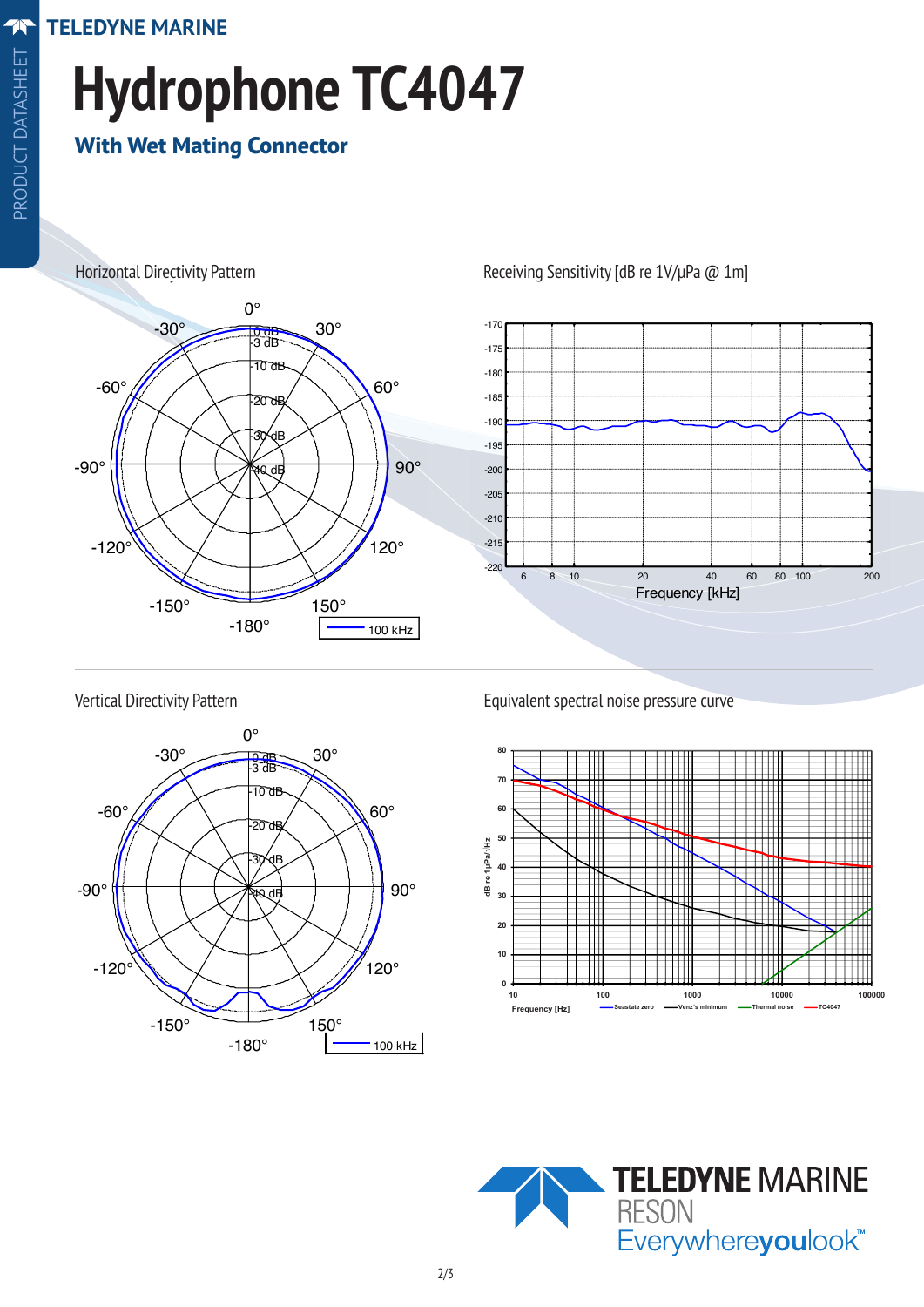# Hydrophone TC4047

## With Wet Mating Connector

Horizontal Directivity Pattern

Receiving Sensitivity [dB re 1V/µPa @ 1m]

Vertical Directivity Pattern

Equivalent spectral noise pressure curve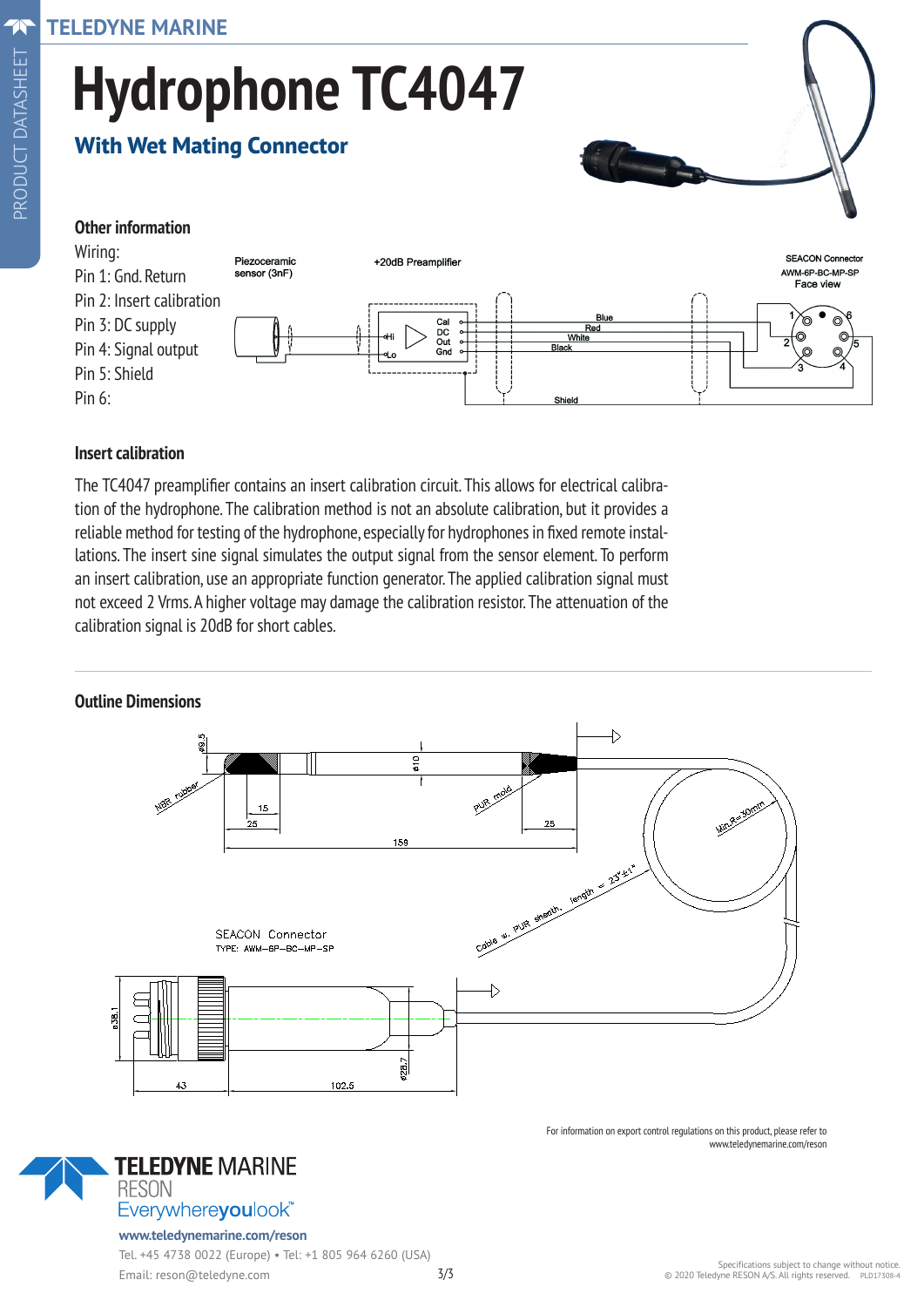# Hydrophone TC4047

## With Wet Mating Connector

### Other information

Wiring:
Pin 1: Gnd. Return
Pin 2: Insert calibration
Pin 3: DC supply
Pin 4: Signal output
Pin 5: Shield
Pin 6:

Piezoceramic sensor (3nF)
+20dB Preamplifier
Hi
Lo
Cal
DC
Out
Gnd
Blue
Red
White
Black
Shield
SEACON Connector
AWM-6P-BC-MP-SP
Face view
1
2
3
4
5
6

### Insert calibration

The TC4047 preamplifier contains an insert calibration circuit. This allows for electrical calibration of the hydrophone. The calibration method is not an absolute calibration, but it provides a reliable method for testing of the hydrophone, especially for hydrophones in fixed remote installations. The insert sine signal simulates the output signal from the sensor element. To perform an insert calibration, use an appropriate function generator. The applied calibration signal must not exceed 2 Vrms. A higher voltage may damage the calibration resistor. The attenuation of the calibration signal is 20dB for short cables.

### Outline Dimensions

ø9.5
NBR rubber
15
25
ø10
PUR mold
25
159
Min.R=30mm
Cable w. PUR sheath, length = 23"±1"
SEACON Connector
TYPE: AWM-6P-BC-MP-SP
ø38.1
ø28.7
43
102.5

For information on export control regulations on this product, please refer to www.teledynemarine.com/reson

TELEDYNE MARINE
RESON
Everywhereyoulook™

www.teledynemarine.com/reson
Tel. +45 4738 0022 (Europe) • Tel: +1 805 964 6260 (USA)
Email: reson@teledyne.com

Specifications subject to change without notice.
© 2020 Teledyne RESON A/S. All rights reserved. PLD17308-4